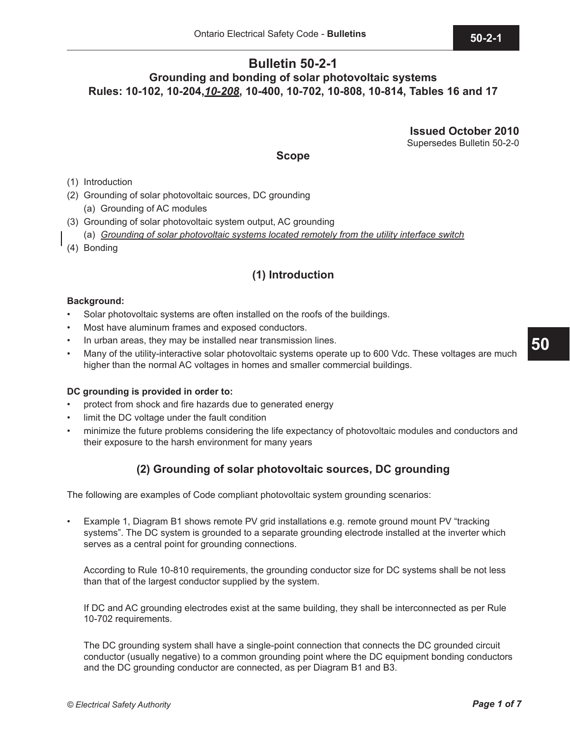# Bulletin 50-2-1

## Grounding and bonding of solar photovoltaic systems

## Rules: 10-102, 10-204, *10-208*, 10-400, 10-702, 10-808, 10-814, Tables 16 and 17

**Issued October 2010**

Supersedes Bulletin 50-2-0

### Scope

(1) Introduction

(2) Grounding of solar photovoltaic sources, DC grounding

  (a) Grounding of AC modules

(3) Grounding of solar photovoltaic system output, AC grounding

  (a) *Grounding of solar photovoltaic systems located remotely from the utility interface switch*

(4) Bonding

## (1) Introduction

**Background:**

- Solar photovoltaic systems are often installed on the roofs of the buildings.
- Most have aluminum frames and exposed conductors.
- In urban areas, they may be installed near transmission lines.
- Many of the utility-interactive solar photovoltaic systems operate up to 600 Vdc. These voltages are much higher than the normal AC voltages in homes and smaller commercial buildings.

**DC grounding is provided in order to:**

- protect from shock and fire hazards due to generated energy
- limit the DC voltage under the fault condition
- minimize the future problems considering the life expectancy of photovoltaic modules and conductors and their exposure to the harsh environment for many years

## (2) Grounding of solar photovoltaic sources, DC grounding

The following are examples of Code compliant photovoltaic system grounding scenarios:

- Example 1, Diagram B1 shows remote PV grid installations e.g. remote ground mount PV "tracking systems". The DC system is grounded to a separate grounding electrode installed at the inverter which serves as a central point for grounding connections.

  According to Rule 10-810 requirements, the grounding conductor size for DC systems shall be not less than that of the largest conductor supplied by the system.

  If DC and AC grounding electrodes exist at the same building, they shall be interconnected as per Rule 10-702 requirements.

  The DC grounding system shall have a single-point connection that connects the DC grounded circuit conductor (usually negative) to a common grounding point where the DC equipment bonding conductors and the DC grounding conductor are connected, as per Diagram B1 and B3.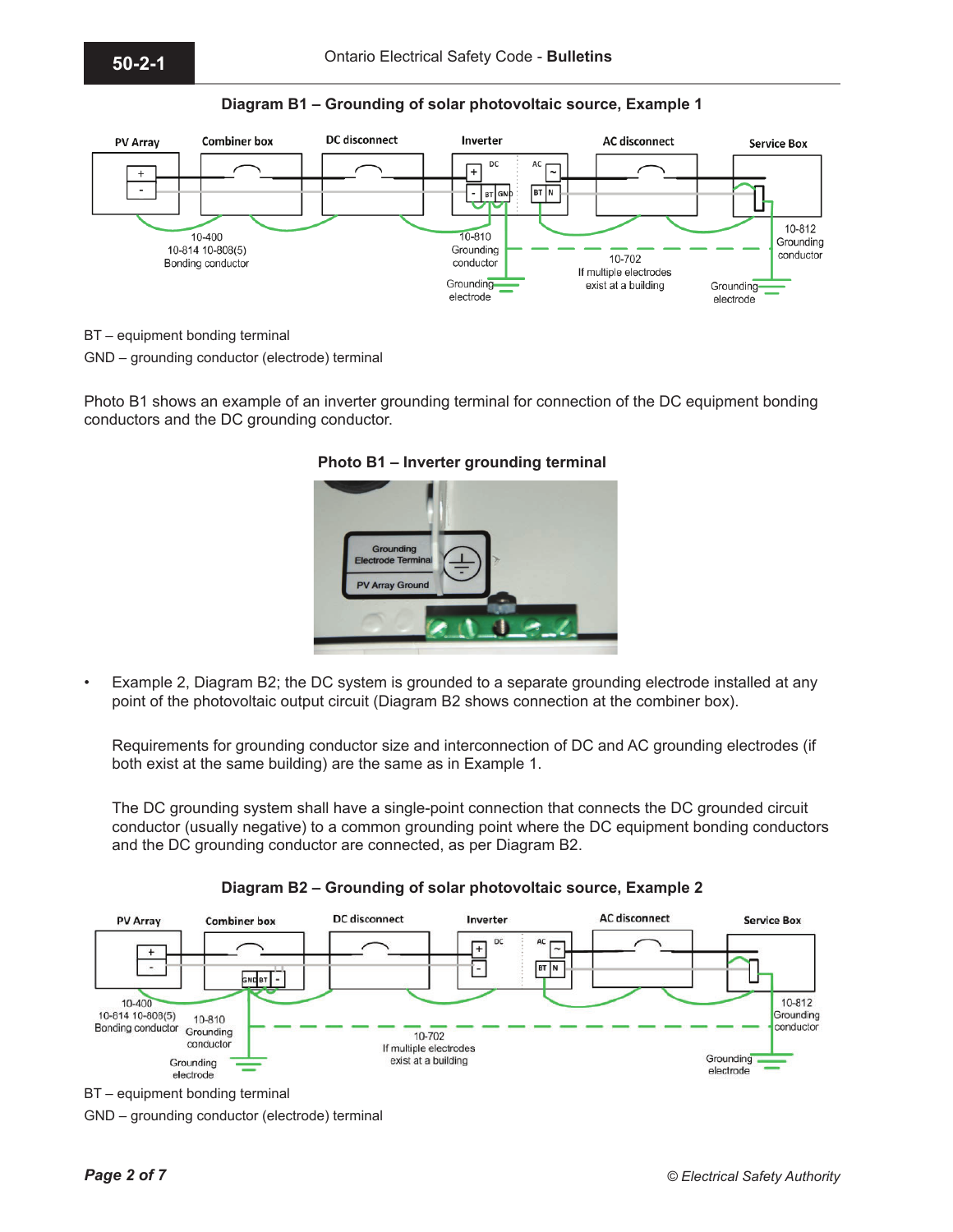**Diagram B1 – Grounding of solar photovoltaic source, Example 1**

BT – equipment bonding terminal

GND – grounding conductor (electrode) terminal

Photo B1 shows an example of an inverter grounding terminal for connection of the DC equipment bonding conductors and the DC grounding conductor.

**Photo B1 – Inverter grounding terminal**

- Example 2, Diagram B2; the DC system is grounded to a separate grounding electrode installed at any point of the photovoltaic output circuit (Diagram B2 shows connection at the combiner box).

  Requirements for grounding conductor size and interconnection of DC and AC grounding electrodes (if both exist at the same building) are the same as in Example 1.

  The DC grounding system shall have a single-point connection that connects the DC grounded circuit conductor (usually negative) to a common grounding point where the DC equipment bonding conductors and the DC grounding conductor are connected, as per Diagram B2.

**Diagram B2 – Grounding of solar photovoltaic source, Example 2**

BT – equipment bonding terminal

GND – grounding conductor (electrode) terminal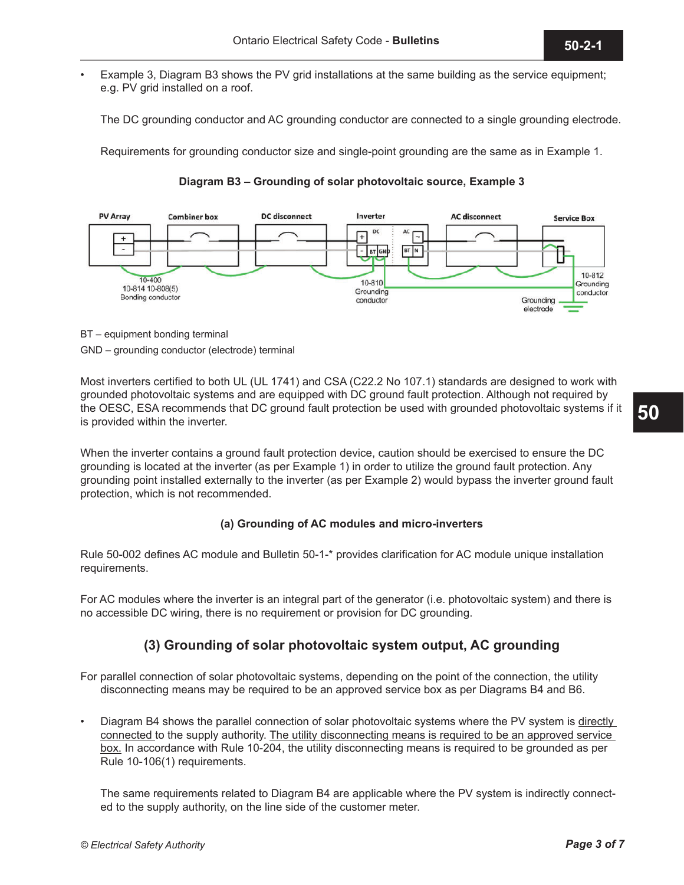- Example 3, Diagram B3 shows the PV grid installations at the same building as the service equipment; e.g. PV grid installed on a roof.

  The DC grounding conductor and AC grounding conductor are connected to a single grounding electrode.

  Requirements for grounding conductor size and single-point grounding are the same as in Example 1.

**Diagram B3 – Grounding of solar photovoltaic source, Example 3**

BT – equipment bonding terminal

GND – grounding conductor (electrode) terminal

Most inverters certified to both UL (UL 1741) and CSA (C22.2 No 107.1) standards are designed to work with grounded photovoltaic systems and are equipped with DC ground fault protection. Although not required by the OESC, ESA recommends that DC ground fault protection be used with grounded photovoltaic systems if it is provided within the inverter.

When the inverter contains a ground fault protection device, caution should be exercised to ensure the DC grounding is located at the inverter (as per Example 1) in order to utilize the ground fault protection. Any grounding point installed externally to the inverter (as per Example 2) would bypass the inverter ground fault protection, which is not recommended.

**(a) Grounding of AC modules and micro-inverters**

Rule 50-002 defines AC module and Bulletin 50-1-* provides clarification for AC module unique installation requirements.

For AC modules where the inverter is an integral part of the generator (i.e. photovoltaic system) and there is no accessible DC wiring, there is no requirement or provision for DC grounding.

## (3) Grounding of solar photovoltaic system output, AC grounding

For parallel connection of solar photovoltaic systems, depending on the point of the connection, the utility disconnecting means may be required to be an approved service box as per Diagrams B4 and B6.

- Diagram B4 shows the parallel connection of solar photovoltaic systems where the PV system is directly connected to the supply authority. The utility disconnecting means is required to be an approved service box. In accordance with Rule 10-204, the utility disconnecting means is required to be grounded as per Rule 10-106(1) requirements.

  The same requirements related to Diagram B4 are applicable where the PV system is indirectly connected to the supply authority, on the line side of the customer meter.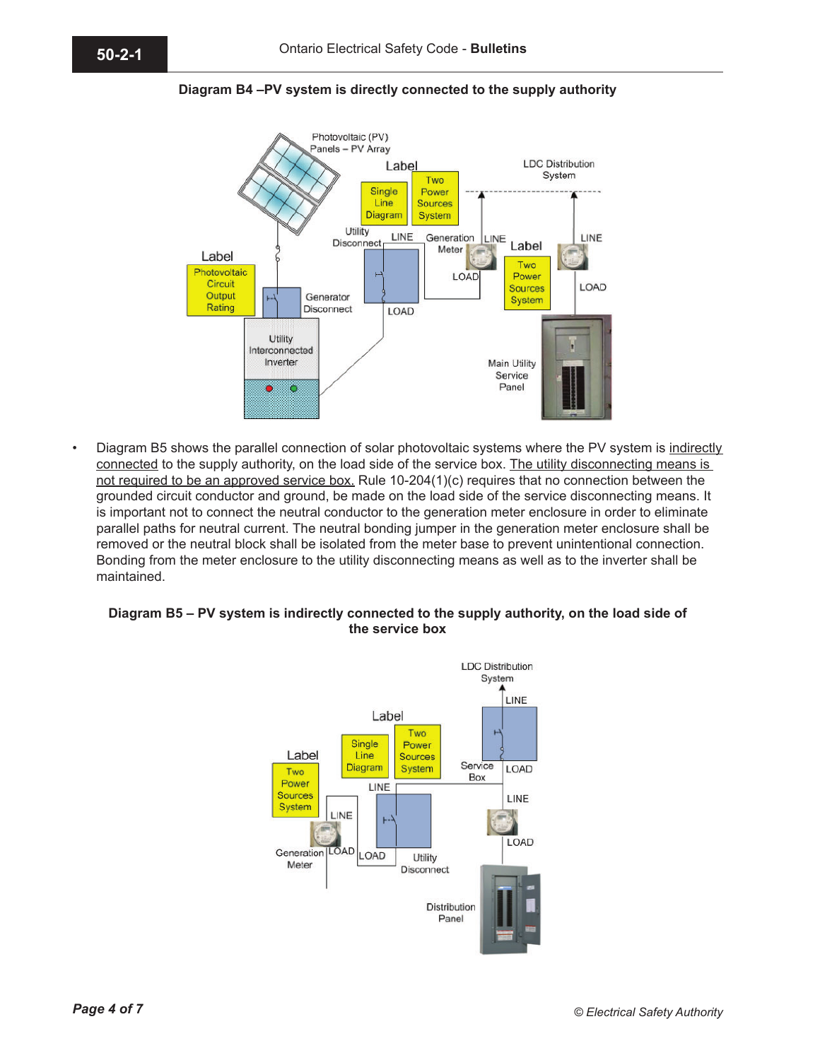**Diagram B4 –PV system is directly connected to the supply authority**

- Diagram B5 shows the parallel connection of solar photovoltaic systems where the PV system is indirectly connected to the supply authority, on the load side of the service box. The utility disconnecting means is not required to be an approved service box. Rule 10-204(1)(c) requires that no connection between the grounded circuit conductor and ground, be made on the load side of the service disconnecting means. It is important not to connect the neutral conductor to the generation meter enclosure in order to eliminate parallel paths for neutral current. The neutral bonding jumper in the generation meter enclosure shall be removed or the neutral block shall be isolated from the meter base to prevent unintentional connection. Bonding from the meter enclosure to the utility disconnecting means as well as to the inverter shall be maintained.

**Diagram B5 – PV system is indirectly connected to the supply authority, on the load side of the service box**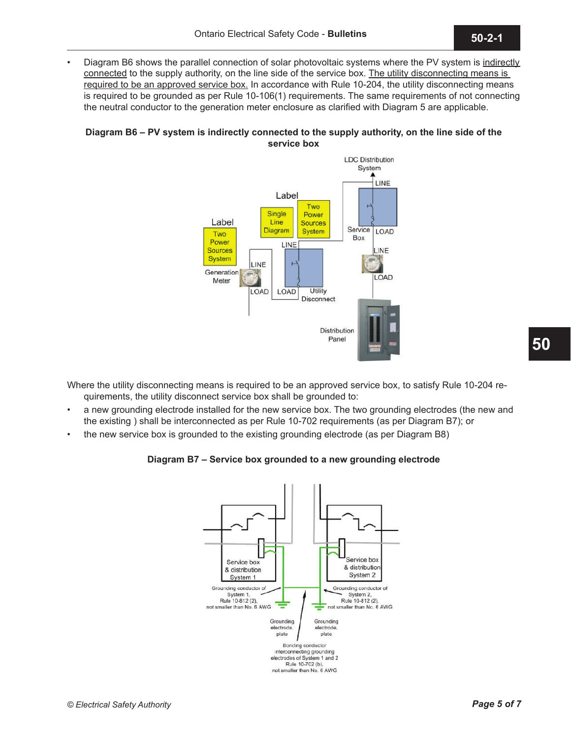- Diagram B6 shows the parallel connection of solar photovoltaic systems where the PV system is indirectly connected to the supply authority, on the line side of the service box. The utility disconnecting means is required to be an approved service box. In accordance with Rule 10-204, the utility disconnecting means is required to be grounded as per Rule 10-106(1) requirements. The same requirements of not connecting the neutral conductor to the generation meter enclosure as clarified with Diagram 5 are applicable.

**Diagram B6 – PV system is indirectly connected to the supply authority, on the line side of the service box**

Where the utility disconnecting means is required to be an approved service box, to satisfy Rule 10-204 requirements, the utility disconnect service box shall be grounded to:

- a new grounding electrode installed for the new service box. The two grounding electrodes (the new and the existing ) shall be interconnected as per Rule 10-702 requirements (as per Diagram B7); or
- the new service box is grounded to the existing grounding electrode (as per Diagram B8)

**Diagram B7 – Service box grounded to a new grounding electrode**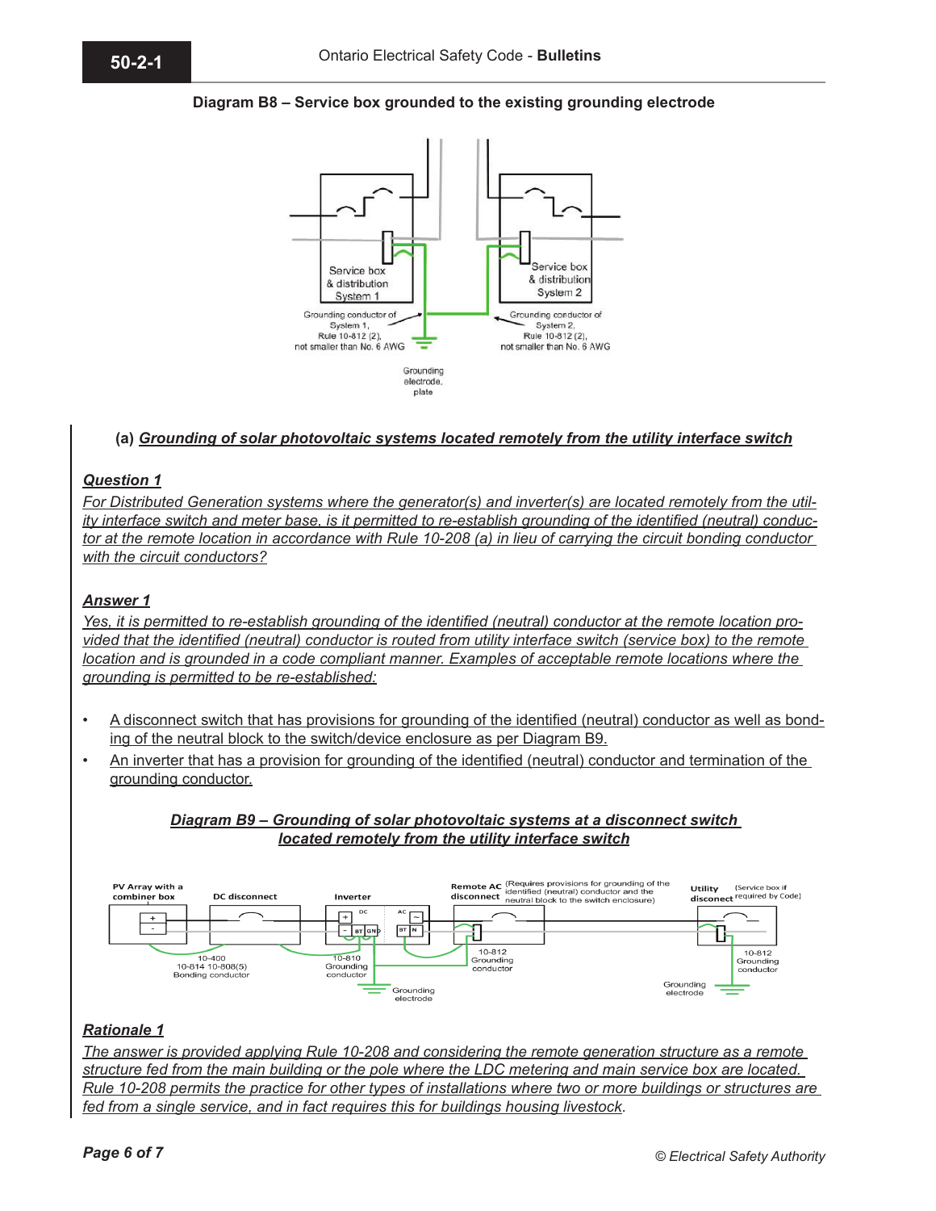**Diagram B8 – Service box grounded to the existing grounding electrode**

Service box & distribution System 1

Service box & distribution System 2

Grounding conductor of System 1, Rule 10-812 (2), not smaller than No. 6 AWG

Grounding conductor of System 2, Rule 10-812 (2), not smaller than No. 6 AWG

Grounding electrode, plate

**(a) *Grounding of solar photovoltaic systems located remotely from the utility interface switch***

***Question 1***

*For Distributed Generation systems where the generator(s) and inverter(s) are located remotely from the utility interface switch and meter base, is it permitted to re-establish grounding of the identified (neutral) conductor at the remote location in accordance with Rule 10-208 (a) in lieu of carrying the circuit bonding conductor with the circuit conductors?*

***Answer 1***

*Yes, it is permitted to re-establish grounding of the identified (neutral) conductor at the remote location provided that the identified (neutral) conductor is routed from utility interface switch (service box) to the remote location and is grounded in a code compliant manner. Examples of acceptable remote locations where the grounding is permitted to be re-established:*

- A disconnect switch that has provisions for grounding of the identified (neutral) conductor as well as bonding of the neutral block to the switch/device enclosure as per Diagram B9.
- An inverter that has a provision for grounding of the identified (neutral) conductor and termination of the grounding conductor.

***Diagram B9 – Grounding of solar photovoltaic systems at a disconnect switch located remotely from the utility interface switch***

PV Array with a combiner box | DC disconnect | Inverter | Remote AC disconnect (Requires provisions for grounding of the identified (neutral) conductor and the neutral block to the switch enclosure) | Utility disconnect (Service box if required by Code)

10-400, 10-814 10-808(5) Bonding conductor

10-810 Grounding conductor

10-812 Grounding conductor

10-812 Grounding conductor

Grounding electrode

Grounding electrode

***Rationale 1***

*The answer is provided applying Rule 10-208 and considering the remote generation structure as a remote structure fed from the main building or the pole where the LDC metering and main service box are located. Rule 10-208 permits the practice for other types of installations where two or more buildings or structures are fed from a single service, and in fact requires this for buildings housing livestock*.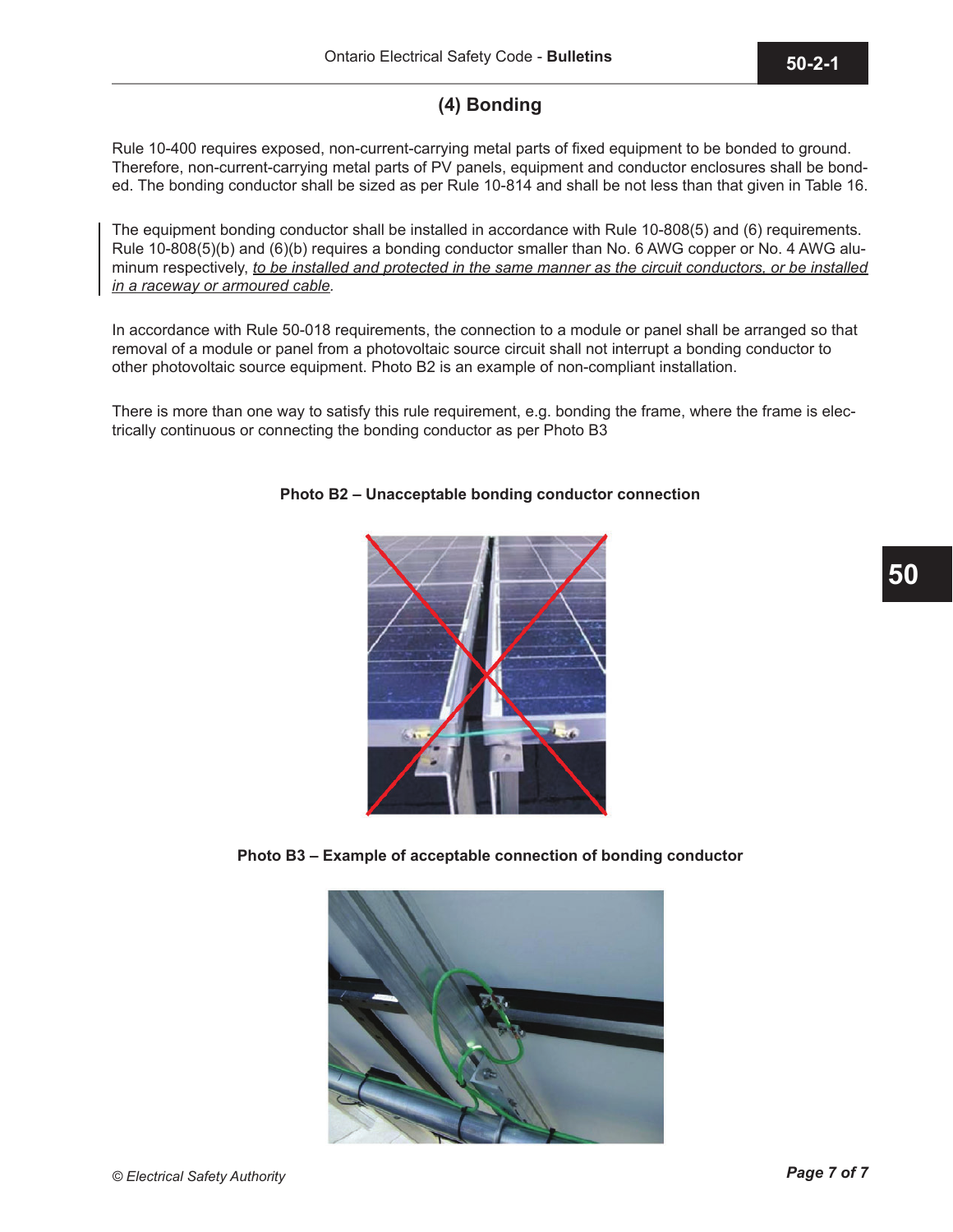## (4) Bonding

Rule 10-400 requires exposed, non-current-carrying metal parts of fixed equipment to be bonded to ground. Therefore, non-current-carrying metal parts of PV panels, equipment and conductor enclosures shall be bonded. The bonding conductor shall be sized as per Rule 10-814 and shall be not less than that given in Table 16.

The equipment bonding conductor shall be installed in accordance with Rule 10-808(5) and (6) requirements. Rule 10-808(5)(b) and (6)(b) requires a bonding conductor smaller than No. 6 AWG copper or No. 4 AWG aluminum respectively, *to be installed and protected in the same manner as the circuit conductors, or be installed in a raceway or armoured cable*.

In accordance with Rule 50-018 requirements, the connection to a module or panel shall be arranged so that removal of a module or panel from a photovoltaic source circuit shall not interrupt a bonding conductor to other photovoltaic source equipment. Photo B2 is an example of non-compliant installation.

There is more than one way to satisfy this rule requirement, e.g. bonding the frame, where the frame is electrically continuous or connecting the bonding conductor as per Photo B3

**Photo B2 – Unacceptable bonding conductor connection**

**Photo B3 – Example of acceptable connection of bonding conductor**